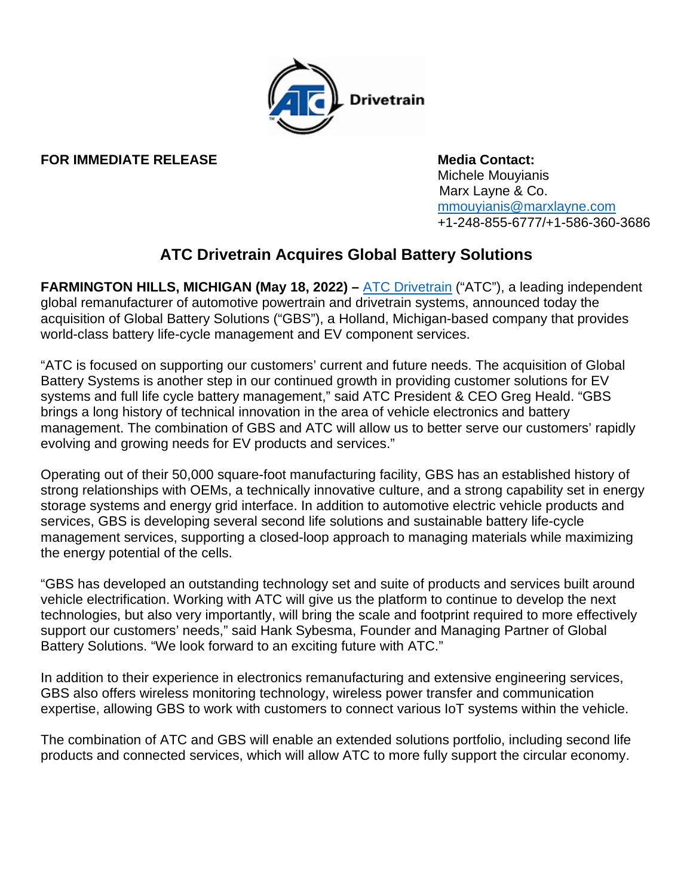**FOR IMMEDIATE RELEASE**

**Media Contact:**
Michele Mouyianis
Marx Layne & Co.
mmouyianis@marxlayne.com
+1-248-855-6777/+1-586-360-3686

# ATC Drivetrain Acquires Global Battery Solutions

**FARMINGTON HILLS, MICHIGAN (May 18, 2022) –** [ATC Drivetrain](ATC Drivetrain) ("ATC"), a leading independent global remanufacturer of automotive powertrain and drivetrain systems, announced today the acquisition of Global Battery Solutions ("GBS"), a Holland, Michigan-based company that provides world-class battery life-cycle management and EV component services.

"ATC is focused on supporting our customers' current and future needs. The acquisition of Global Battery Systems is another step in our continued growth in providing customer solutions for EV systems and full life cycle battery management," said ATC President & CEO Greg Heald. "GBS brings a long history of technical innovation in the area of vehicle electronics and battery management. The combination of GBS and ATC will allow us to better serve our customers' rapidly evolving and growing needs for EV products and services."

Operating out of their 50,000 square-foot manufacturing facility, GBS has an established history of strong relationships with OEMs, a technically innovative culture, and a strong capability set in energy storage systems and energy grid interface. In addition to automotive electric vehicle products and services, GBS is developing several second life solutions and sustainable battery life-cycle management services, supporting a closed-loop approach to managing materials while maximizing the energy potential of the cells.

"GBS has developed an outstanding technology set and suite of products and services built around vehicle electrification. Working with ATC will give us the platform to continue to develop the next technologies, but also very importantly, will bring the scale and footprint required to more effectively support our customers' needs," said Hank Sybesma, Founder and Managing Partner of Global Battery Solutions. "We look forward to an exciting future with ATC."

In addition to their experience in electronics remanufacturing and extensive engineering services, GBS also offers wireless monitoring technology, wireless power transfer and communication expertise, allowing GBS to work with customers to connect various IoT systems within the vehicle.

The combination of ATC and GBS will enable an extended solutions portfolio, including second life products and connected services, which will allow ATC to more fully support the circular economy.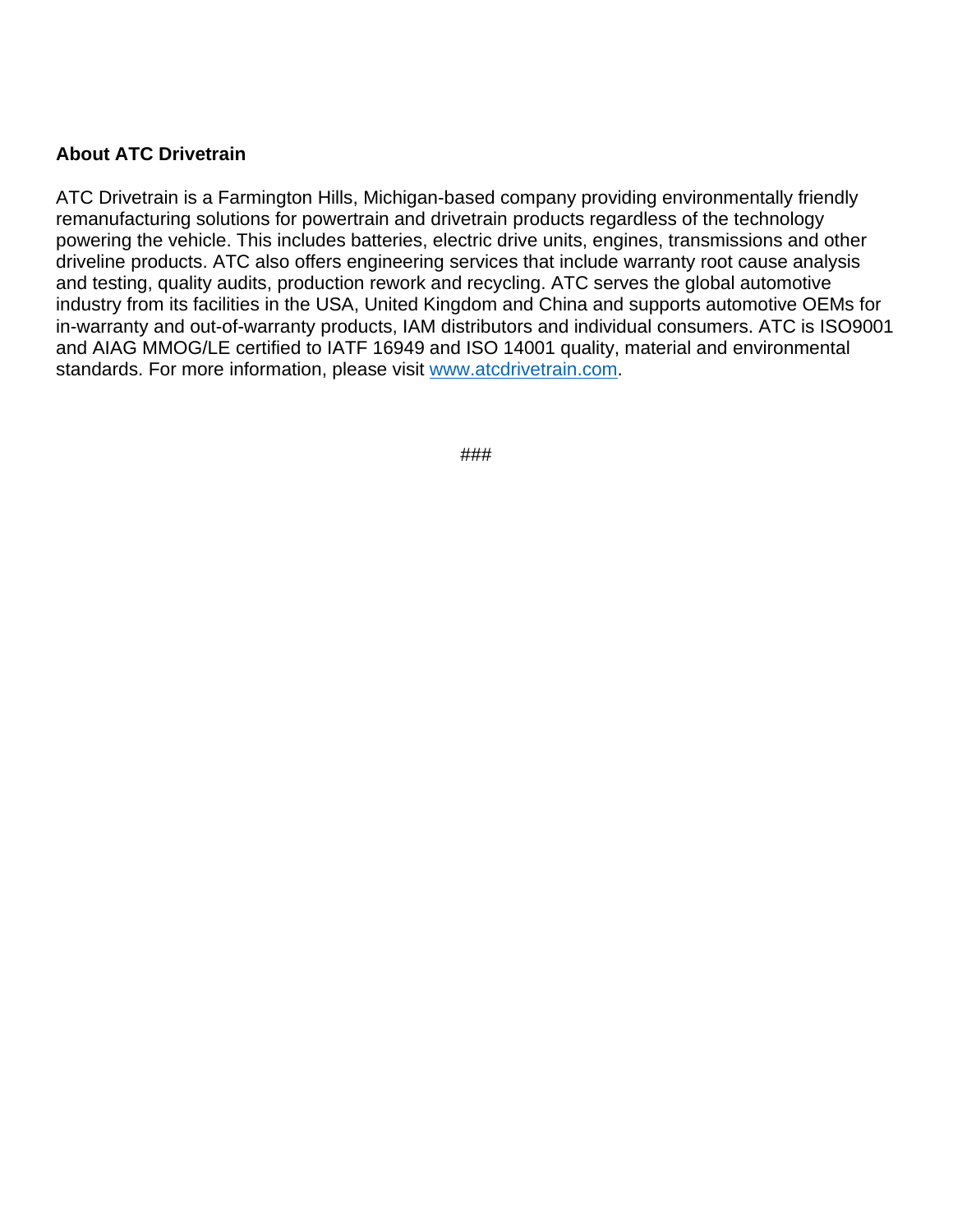**About ATC Drivetrain**

ATC Drivetrain is a Farmington Hills, Michigan-based company providing environmentally friendly remanufacturing solutions for powertrain and drivetrain products regardless of the technology powering the vehicle. This includes batteries, electric drive units, engines, transmissions and other driveline products. ATC also offers engineering services that include warranty root cause analysis and testing, quality audits, production rework and recycling. ATC serves the global automotive industry from its facilities in the USA, United Kingdom and China and supports automotive OEMs for in-warranty and out-of-warranty products, IAM distributors and individual consumers. ATC is ISO9001 and AIAG MMOG/LE certified to IATF 16949 and ISO 14001 quality, material and environmental standards. For more information, please visit [www.atcdrivetrain.com](http://www.atcdrivetrain.com).

###